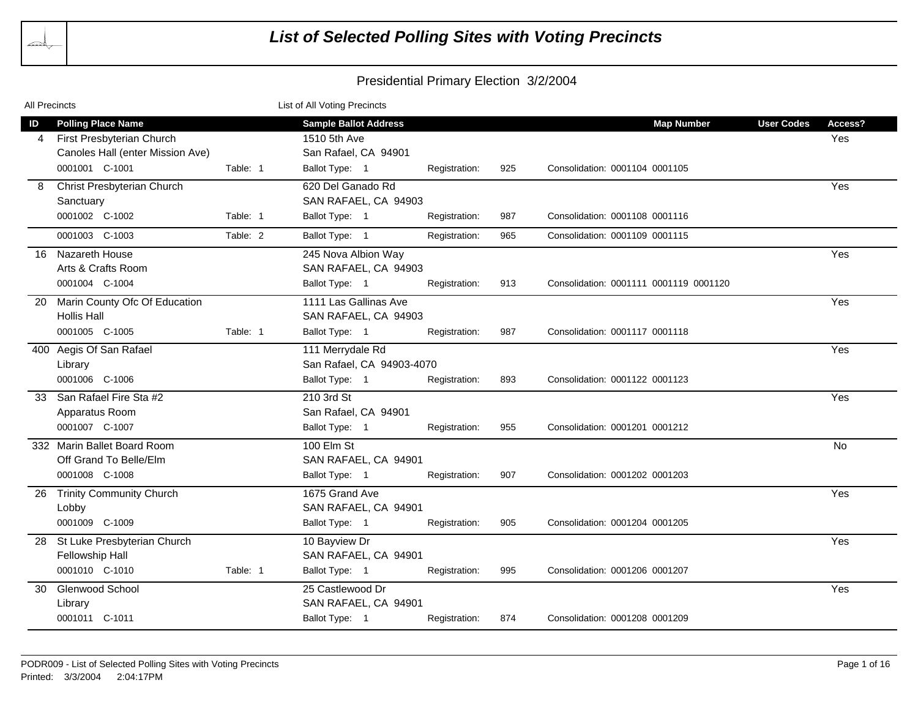# List of Selected Polling Sites with Voting Precincts

## Presidential Primary Election 3/2/2004

All Precincts — List of All Voting Precincts

| ID | Polling Place Name | | Sample Ballot Address | | | Map Number | User Codes | Access? |
|---|---|---|---|---|---|---|---|---|
| 4 | First Presbyterian Church<br>Canoles Hall (enter Mission Ave) | | 1510 5th Ave<br>San Rafael, CA 94901 | | | | | Yes |
| | 0001001 C-1001 | Table: 1 | Ballot Type: 1 | Registration: 925 | Consolidation: 0001104 0001105 | | | |
| 8 | Christ Presbyterian Church<br>Sanctuary | | 620 Del Ganado Rd<br>SAN RAFAEL, CA 94903 | | | | | Yes |
| | 0001002 C-1002 | Table: 1 | Ballot Type: 1 | Registration: 987 | Consolidation: 0001108 0001116 | | | |
| | 0001003 C-1003 | Table: 2 | Ballot Type: 1 | Registration: 965 | Consolidation: 0001109 0001115 | | | |
| 16 | Nazareth House<br>Arts & Crafts Room | | 245 Nova Albion Way<br>SAN RAFAEL, CA 94903 | | | | | Yes |
| | 0001004 C-1004 | | Ballot Type: 1 | Registration: 913 | Consolidation: 0001111 0001119 0001120 | | | |
| 20 | Marin County Ofc Of Education<br>Hollis Hall | | 1111 Las Gallinas Ave<br>SAN RAFAEL, CA 94903 | | | | | Yes |
| | 0001005 C-1005 | Table: 1 | Ballot Type: 1 | Registration: 987 | Consolidation: 0001117 0001118 | | | |
| 400 | Aegis Of San Rafael<br>Library | | 111 Merrydale Rd<br>San Rafael, CA 94903-4070 | | | | | Yes |
| | 0001006 C-1006 | | Ballot Type: 1 | Registration: 893 | Consolidation: 0001122 0001123 | | | |
| 33 | San Rafael Fire Sta #2<br>Apparatus Room | | 210 3rd St<br>San Rafael, CA 94901 | | | | | Yes |
| | 0001007 C-1007 | | Ballot Type: 1 | Registration: 955 | Consolidation: 0001201 0001212 | | | |
| 332 | Marin Ballet Board Room<br>Off Grand To Belle/Elm | | 100 Elm St<br>SAN RAFAEL, CA 94901 | | | | | No |
| | 0001008 C-1008 | | Ballot Type: 1 | Registration: 907 | Consolidation: 0001202 0001203 | | | |
| 26 | Trinity Community Church<br>Lobby | | 1675 Grand Ave<br>SAN RAFAEL, CA 94901 | | | | | Yes |
| | 0001009 C-1009 | | Ballot Type: 1 | Registration: 905 | Consolidation: 0001204 0001205 | | | |
| 28 | St Luke Presbyterian Church<br>Fellowship Hall | | 10 Bayview Dr<br>SAN RAFAEL, CA 94901 | | | | | Yes |
| | 0001010 C-1010 | Table: 1 | Ballot Type: 1 | Registration: 995 | Consolidation: 0001206 0001207 | | | |
| 30 | Glenwood School<br>Library | | 25 Castlewood Dr<br>SAN RAFAEL, CA 94901 | | | | | Yes |
| | 0001011 C-1011 | | Ballot Type: 1 | Registration: 874 | Consolidation: 0001208 0001209 | | | |

PODR009 - List of Selected Polling Sites with Voting Precincts
Printed: 3/3/2004 2:04:17PM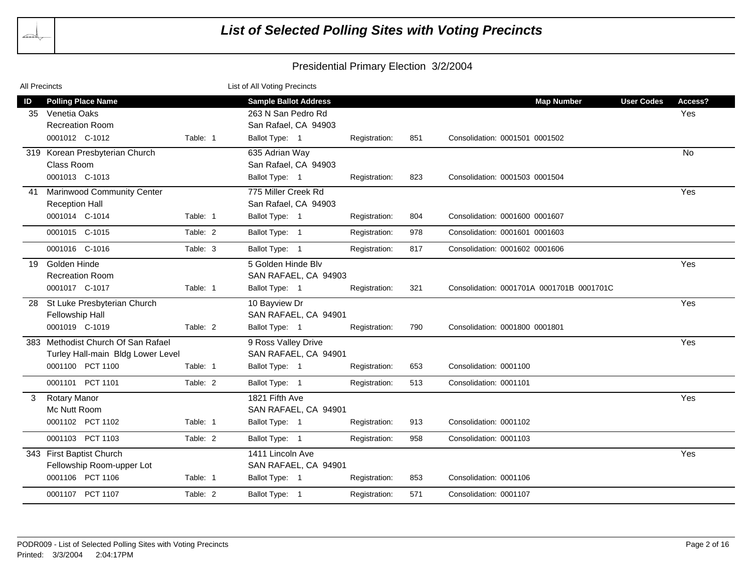# List of Selected Polling Sites with Voting Precincts

## Presidential Primary Election 3/2/2004

All Precincts — List of All Voting Precincts

| ID | Polling Place Name | | Sample Ballot Address | | | | Map Number | User Codes | Access? |
|---|---|---|---|---|---|---|---|---|---|
| 35 | Venetia Oaks | | 263 N San Pedro Rd | | | | | | Yes |
| | Recreation Room | | San Rafael, CA 94903 | | | | | | |
| | 0001012 C-1012 | Table: 1 | Ballot Type: 1 | Registration: | 851 | Consolidation: 0001501 0001502 | | | |
| 319 | Korean Presbyterian Church | | 635 Adrian Way | | | | | | No |
| | Class Room | | San Rafael, CA 94903 | | | | | | |
| | 0001013 C-1013 | | Ballot Type: 1 | Registration: | 823 | Consolidation: 0001503 0001504 | | | |
| 41 | Marinwood Community Center | | 775 Miller Creek Rd | | | | | | Yes |
| | Reception Hall | | San Rafael, CA 94903 | | | | | | |
| | 0001014 C-1014 | Table: 1 | Ballot Type: 1 | Registration: | 804 | Consolidation: 0001600 0001607 | | | |
| | 0001015 C-1015 | Table: 2 | Ballot Type: 1 | Registration: | 978 | Consolidation: 0001601 0001603 | | | |
| | 0001016 C-1016 | Table: 3 | Ballot Type: 1 | Registration: | 817 | Consolidation: 0001602 0001606 | | | |
| 19 | Golden Hinde | | 5 Golden Hinde Blv | | | | | | Yes |
| | Recreation Room | | SAN RAFAEL, CA 94903 | | | | | | |
| | 0001017 C-1017 | Table: 1 | Ballot Type: 1 | Registration: | 321 | Consolidation: 0001701A 0001701B 0001701C | | | |
| 28 | St Luke Presbyterian Church | | 10 Bayview Dr | | | | | | Yes |
| | Fellowship Hall | | SAN RAFAEL, CA 94901 | | | | | | |
| | 0001019 C-1019 | Table: 2 | Ballot Type: 1 | Registration: | 790 | Consolidation: 0001800 0001801 | | | |
| 383 | Methodist Church Of San Rafael | | 9 Ross Valley Drive | | | | | | Yes |
| | Turley Hall-main Bldg Lower Level | | SAN RAFAEL, CA 94901 | | | | | | |
| | 0001100 PCT 1100 | Table: 1 | Ballot Type: 1 | Registration: | 653 | Consolidation: 0001100 | | | |
| | 0001101 PCT 1101 | Table: 2 | Ballot Type: 1 | Registration: | 513 | Consolidation: 0001101 | | | |
| 3 | Rotary Manor | | 1821 Fifth Ave | | | | | | Yes |
| | Mc Nutt Room | | SAN RAFAEL, CA 94901 | | | | | | |
| | 0001102 PCT 1102 | Table: 1 | Ballot Type: 1 | Registration: | 913 | Consolidation: 0001102 | | | |
| | 0001103 PCT 1103 | Table: 2 | Ballot Type: 1 | Registration: | 958 | Consolidation: 0001103 | | | |
| 343 | First Baptist Church | | 1411 Lincoln Ave | | | | | | Yes |
| | Fellowship Room-upper Lot | | SAN RAFAEL, CA 94901 | | | | | | |
| | 0001106 PCT 1106 | Table: 1 | Ballot Type: 1 | Registration: | 853 | Consolidation: 0001106 | | | |
| | 0001107 PCT 1107 | Table: 2 | Ballot Type: 1 | Registration: | 571 | Consolidation: 0001107 | | | |

PODR009 - List of Selected Polling Sites with Voting Precincts
Printed: 3/3/2004 2:04:17PM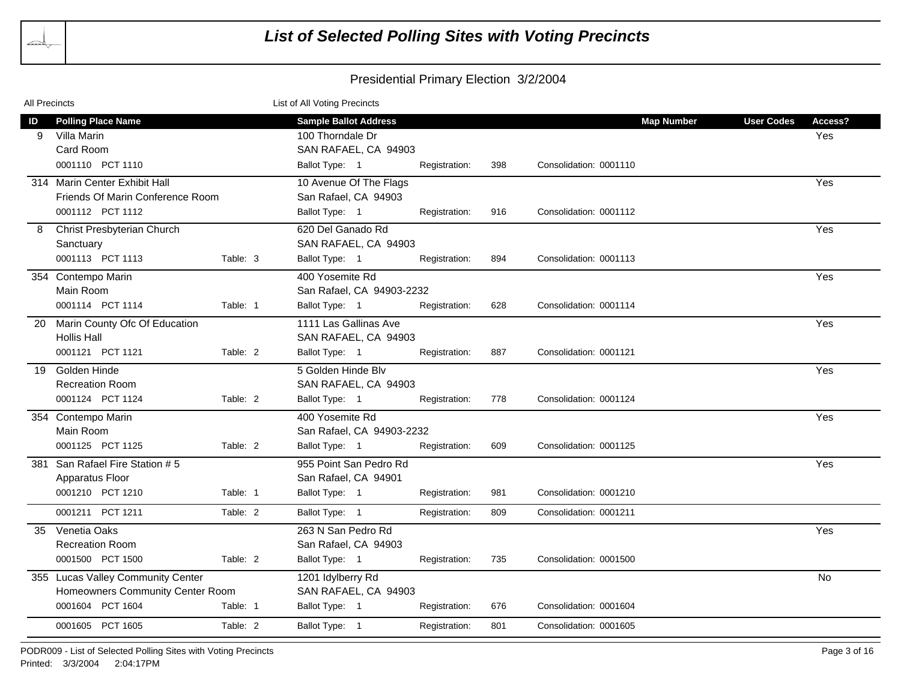# List of Selected Polling Sites with Voting Precincts

## Presidential Primary Election 3/2/2004

All Precincts — List of All Voting Precincts

| ID | Polling Place Name | | Sample Ballot Address | | | | Map Number | User Codes | Access? |
|---|---|---|---|---|---|---|---|---|---|
| 9 | Villa Marin<br>Card Room | | 100 Thorndale Dr<br>SAN RAFAEL, CA 94903 | | | | | | Yes |
| | 0001110 PCT 1110 | | Ballot Type: 1 | Registration: | 398 | Consolidation: 0001110 | | | |
| 314 | Marin Center Exhibit Hall<br>Friends Of Marin Conference Room | | 10 Avenue Of The Flags<br>San Rafael, CA 94903 | | | | | | Yes |
| | 0001112 PCT 1112 | | Ballot Type: 1 | Registration: | 916 | Consolidation: 0001112 | | | |
| 8 | Christ Presbyterian Church<br>Sanctuary | | 620 Del Ganado Rd<br>SAN RAFAEL, CA 94903 | | | | | | Yes |
| | 0001113 PCT 1113 | Table: 3 | Ballot Type: 1 | Registration: | 894 | Consolidation: 0001113 | | | |
| 354 | Contempo Marin<br>Main Room | | 400 Yosemite Rd<br>San Rafael, CA 94903-2232 | | | | | | Yes |
| | 0001114 PCT 1114 | Table: 1 | Ballot Type: 1 | Registration: | 628 | Consolidation: 0001114 | | | |
| 20 | Marin County Ofc Of Education<br>Hollis Hall | | 1111 Las Gallinas Ave<br>SAN RAFAEL, CA 94903 | | | | | | Yes |
| | 0001121 PCT 1121 | Table: 2 | Ballot Type: 1 | Registration: | 887 | Consolidation: 0001121 | | | |
| 19 | Golden Hinde<br>Recreation Room | | 5 Golden Hinde Blv<br>SAN RAFAEL, CA 94903 | | | | | | Yes |
| | 0001124 PCT 1124 | Table: 2 | Ballot Type: 1 | Registration: | 778 | Consolidation: 0001124 | | | |
| 354 | Contempo Marin<br>Main Room | | 400 Yosemite Rd<br>San Rafael, CA 94903-2232 | | | | | | Yes |
| | 0001125 PCT 1125 | Table: 2 | Ballot Type: 1 | Registration: | 609 | Consolidation: 0001125 | | | |
| 381 | San Rafael Fire Station # 5<br>Apparatus Floor | | 955 Point San Pedro Rd<br>San Rafael, CA 94901 | | | | | | Yes |
| | 0001210 PCT 1210 | Table: 1 | Ballot Type: 1 | Registration: | 981 | Consolidation: 0001210 | | | |
| | 0001211 PCT 1211 | Table: 2 | Ballot Type: 1 | Registration: | 809 | Consolidation: 0001211 | | | |
| 35 | Venetia Oaks<br>Recreation Room | | 263 N San Pedro Rd<br>San Rafael, CA 94903 | | | | | | Yes |
| | 0001500 PCT 1500 | Table: 2 | Ballot Type: 1 | Registration: | 735 | Consolidation: 0001500 | | | |
| 355 | Lucas Valley Community Center<br>Homeowners Community Center Room | | 1201 Idylberry Rd<br>SAN RAFAEL, CA 94903 | | | | | | No |
| | 0001604 PCT 1604 | Table: 1 | Ballot Type: 1 | Registration: | 676 | Consolidation: 0001604 | | | |
| | 0001605 PCT 1605 | Table: 2 | Ballot Type: 1 | Registration: | 801 | Consolidation: 0001605 | | | |

PODR009 - List of Selected Polling Sites with Voting Precincts
Printed: 3/3/2004 2:04:17PM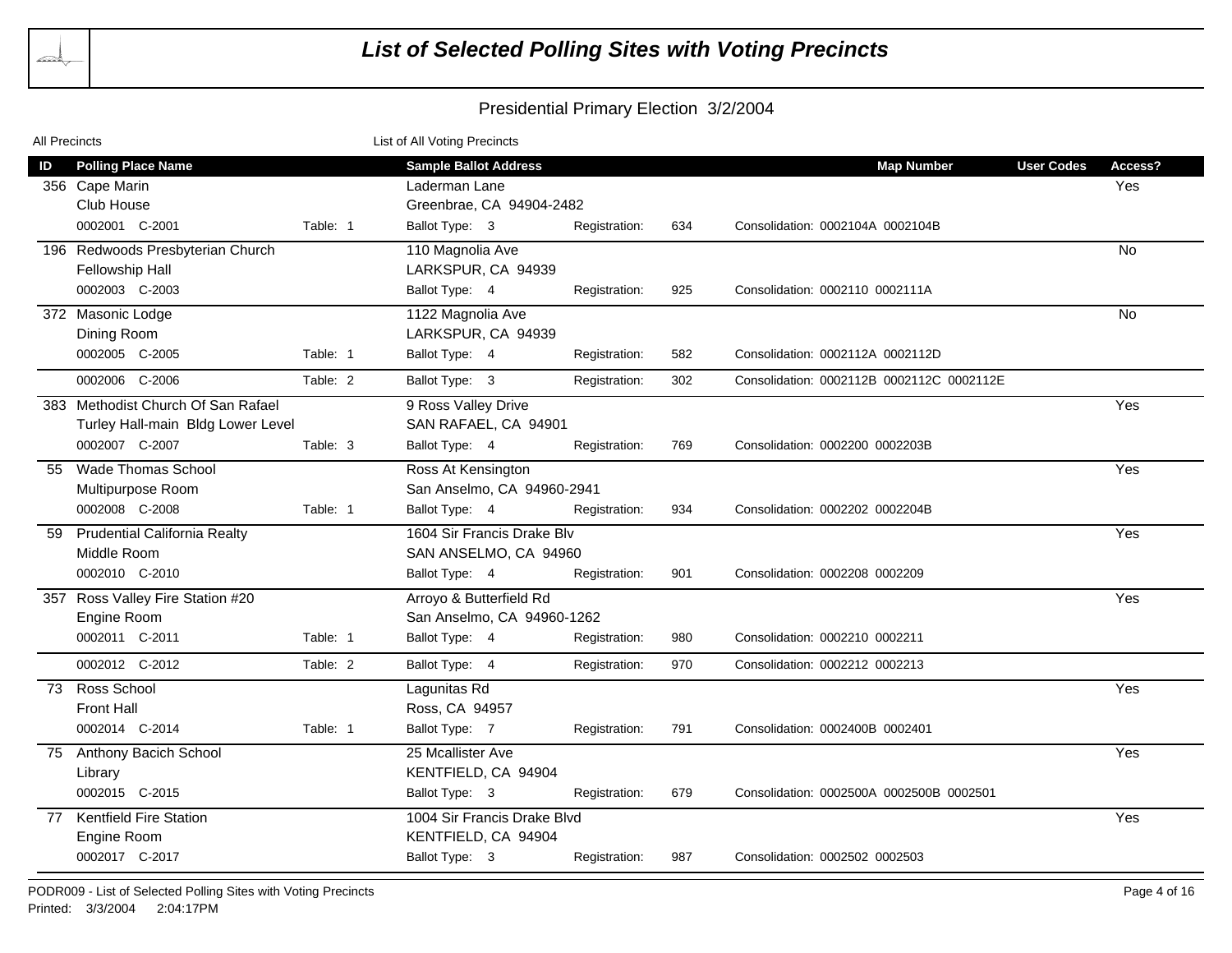# List of Selected Polling Sites with Voting Precincts

## Presidential Primary Election 3/2/2004

All Precincts — List of All Voting Precincts

| ID | Polling Place Name | | Sample Ballot Address | | | Map Number | User Codes | Access? |
|---|---|---|---|---|---|---|---|---|
| 356 | Cape Marin | | Laderman Lane | | | | | Yes |
| | Club House | | Greenbrae, CA 94904-2482 | | | | | |
| | 0002001 C-2001 | Table: 1 | Ballot Type: 3 | Registration: 634 | Consolidation: 0002104A 0002104B | | | |
| 196 | Redwoods Presbyterian Church | | 110 Magnolia Ave | | | | | No |
| | Fellowship Hall | | LARKSPUR, CA 94939 | | | | | |
| | 0002003 C-2003 | | Ballot Type: 4 | Registration: 925 | Consolidation: 0002110 0002111A | | | |
| 372 | Masonic Lodge | | 1122 Magnolia Ave | | | | | No |
| | Dining Room | | LARKSPUR, CA 94939 | | | | | |
| | 0002005 C-2005 | Table: 1 | Ballot Type: 4 | Registration: 582 | Consolidation: 0002112A 0002112D | | | |
| | 0002006 C-2006 | Table: 2 | Ballot Type: 3 | Registration: 302 | Consolidation: 0002112B 0002112C 0002112E | | | |
| 383 | Methodist Church Of San Rafael | | 9 Ross Valley Drive | | | | | Yes |
| | Turley Hall-main Bldg Lower Level | | SAN RAFAEL, CA 94901 | | | | | |
| | 0002007 C-2007 | Table: 3 | Ballot Type: 4 | Registration: 769 | Consolidation: 0002200 0002203B | | | |
| 55 | Wade Thomas School | | Ross At Kensington | | | | | Yes |
| | Multipurpose Room | | San Anselmo, CA 94960-2941 | | | | | |
| | 0002008 C-2008 | Table: 1 | Ballot Type: 4 | Registration: 934 | Consolidation: 0002202 0002204B | | | |
| 59 | Prudential California Realty | | 1604 Sir Francis Drake Blv | | | | | Yes |
| | Middle Room | | SAN ANSELMO, CA 94960 | | | | | |
| | 0002010 C-2010 | | Ballot Type: 4 | Registration: 901 | Consolidation: 0002208 0002209 | | | |
| 357 | Ross Valley Fire Station #20 | | Arroyo & Butterfield Rd | | | | | Yes |
| | Engine Room | | San Anselmo, CA 94960-1262 | | | | | |
| | 0002011 C-2011 | Table: 1 | Ballot Type: 4 | Registration: 980 | Consolidation: 0002210 0002211 | | | |
| | 0002012 C-2012 | Table: 2 | Ballot Type: 4 | Registration: 970 | Consolidation: 0002212 0002213 | | | |
| 73 | Ross School | | Lagunitas Rd | | | | | Yes |
| | Front Hall | | Ross, CA 94957 | | | | | |
| | 0002014 C-2014 | Table: 1 | Ballot Type: 7 | Registration: 791 | Consolidation: 0002400B 0002401 | | | |
| 75 | Anthony Bacich School | | 25 Mcallister Ave | | | | | Yes |
| | Library | | KENTFIELD, CA 94904 | | | | | |
| | 0002015 C-2015 | | Ballot Type: 3 | Registration: 679 | Consolidation: 0002500A 0002500B 0002501 | | | |
| 77 | Kentfield Fire Station | | 1004 Sir Francis Drake Blvd | | | | | Yes |
| | Engine Room | | KENTFIELD, CA 94904 | | | | | |
| | 0002017 C-2017 | | Ballot Type: 3 | Registration: 987 | Consolidation: 0002502 0002503 | | | |

PODR009 - List of Selected Polling Sites with Voting Precincts
Printed: 3/3/2004 2:04:17PM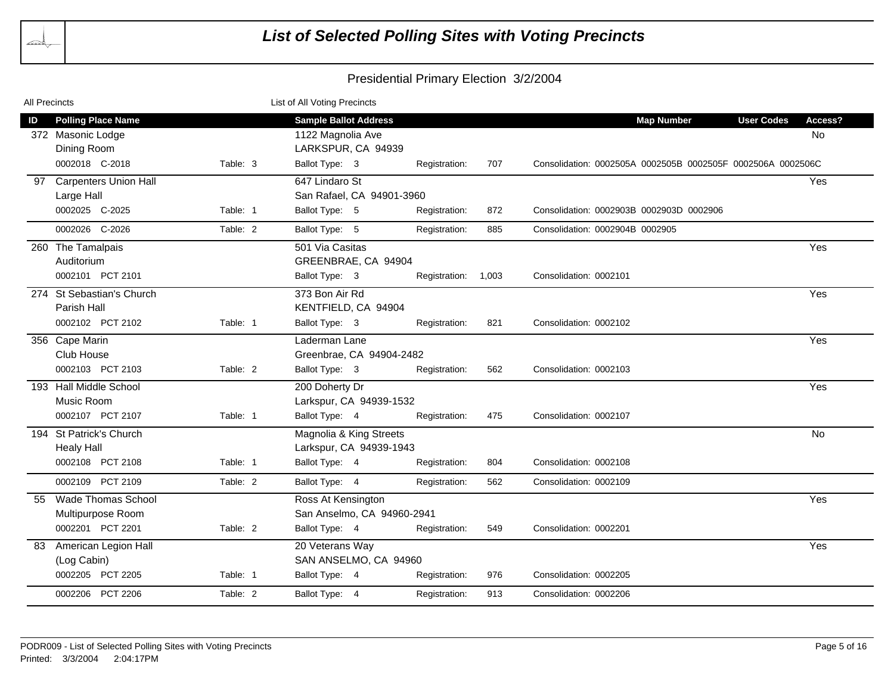# List of Selected Polling Sites with Voting Precincts

## Presidential Primary Election 3/2/2004

All Precincts — List of All Voting Precincts

| ID | Polling Place Name | | Sample Ballot Address | | | Map Number | User Codes | Access? |
|---|---|---|---|---|---|---|---|---|
| 372 | Masonic Lodge<br>Dining Room | | 1122 Magnolia Ave<br>LARKSPUR, CA 94939 | | | | | No |
| | 0002018 C-2018 | Table: 3 | Ballot Type: 3 | Registration: 707 | Consolidation: 0002505A 0002505B 0002505F 0002506A 0002506C | | | |
| 97 | Carpenters Union Hall<br>Large Hall | | 647 Lindaro St<br>San Rafael, CA 94901-3960 | | | | | Yes |
| | 0002025 C-2025 | Table: 1 | Ballot Type: 5 | Registration: 872 | Consolidation: 0002903B 0002903D 0002906 | | | |
| | 0002026 C-2026 | Table: 2 | Ballot Type: 5 | Registration: 885 | Consolidation: 0002904B 0002905 | | | |
| 260 | The Tamalpais<br>Auditorium | | 501 Via Casitas<br>GREENBRAE, CA 94904 | | | | | Yes |
| | 0002101 PCT 2101 | | Ballot Type: 3 | Registration: 1,003 | Consolidation: 0002101 | | | |
| 274 | St Sebastian's Church<br>Parish Hall | | 373 Bon Air Rd<br>KENTFIELD, CA 94904 | | | | | Yes |
| | 0002102 PCT 2102 | Table: 1 | Ballot Type: 3 | Registration: 821 | Consolidation: 0002102 | | | |
| 356 | Cape Marin<br>Club House | | Laderman Lane<br>Greenbrae, CA 94904-2482 | | | | | Yes |
| | 0002103 PCT 2103 | Table: 2 | Ballot Type: 3 | Registration: 562 | Consolidation: 0002103 | | | |
| 193 | Hall Middle School<br>Music Room | | 200 Doherty Dr<br>Larkspur, CA 94939-1532 | | | | | Yes |
| | 0002107 PCT 2107 | Table: 1 | Ballot Type: 4 | Registration: 475 | Consolidation: 0002107 | | | |
| 194 | St Patrick's Church<br>Healy Hall | | Magnolia & King Streets<br>Larkspur, CA 94939-1943 | | | | | No |
| | 0002108 PCT 2108 | Table: 1 | Ballot Type: 4 | Registration: 804 | Consolidation: 0002108 | | | |
| | 0002109 PCT 2109 | Table: 2 | Ballot Type: 4 | Registration: 562 | Consolidation: 0002109 | | | |
| 55 | Wade Thomas School<br>Multipurpose Room | | Ross At Kensington<br>San Anselmo, CA 94960-2941 | | | | | Yes |
| | 0002201 PCT 2201 | Table: 2 | Ballot Type: 4 | Registration: 549 | Consolidation: 0002201 | | | |
| 83 | American Legion Hall<br>(Log Cabin) | | 20 Veterans Way<br>SAN ANSELMO, CA 94960 | | | | | Yes |
| | 0002205 PCT 2205 | Table: 1 | Ballot Type: 4 | Registration: 976 | Consolidation: 0002205 | | | |
| | 0002206 PCT 2206 | Table: 2 | Ballot Type: 4 | Registration: 913 | Consolidation: 0002206 | | | |

PODR009 - List of Selected Polling Sites with Voting Precincts
Printed: 3/3/2004 2:04:17PM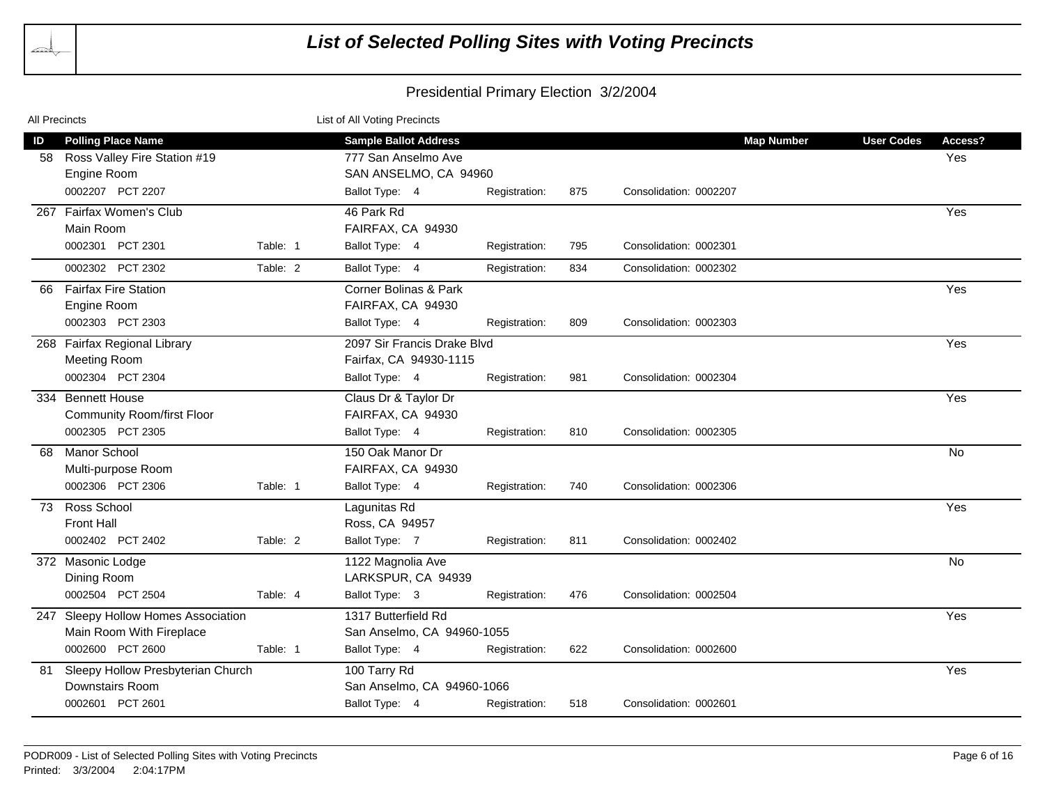# List of Selected Polling Sites with Voting Precincts

## Presidential Primary Election 3/2/2004

All Precincts — List of All Voting Precincts

| ID | Polling Place Name | | Sample Ballot Address | | | | Map Number | User Codes | Access? |
|---|---|---|---|---|---|---|---|---|---|
| 58 | Ross Valley Fire Station #19<br>Engine Room | | 777 San Anselmo Ave<br>SAN ANSELMO, CA 94960 | | | | | | Yes |
| | 0002207 PCT 2207 | | Ballot Type: 4 | Registration: 875 | Consolidation: 0002207 | | | | |
| 267 | Fairfax Women's Club<br>Main Room | | 46 Park Rd<br>FAIRFAX, CA 94930 | | | | | | Yes |
| | 0002301 PCT 2301 | Table: 1 | Ballot Type: 4 | Registration: 795 | Consolidation: 0002301 | | | | |
| | 0002302 PCT 2302 | Table: 2 | Ballot Type: 4 | Registration: 834 | Consolidation: 0002302 | | | | |
| 66 | Fairfax Fire Station<br>Engine Room | | Corner Bolinas & Park<br>FAIRFAX, CA 94930 | | | | | | Yes |
| | 0002303 PCT 2303 | | Ballot Type: 4 | Registration: 809 | Consolidation: 0002303 | | | | |
| 268 | Fairfax Regional Library<br>Meeting Room | | 2097 Sir Francis Drake Blvd<br>Fairfax, CA 94930-1115 | | | | | | Yes |
| | 0002304 PCT 2304 | | Ballot Type: 4 | Registration: 981 | Consolidation: 0002304 | | | | |
| 334 | Bennett House<br>Community Room/first Floor | | Claus Dr & Taylor Dr<br>FAIRFAX, CA 94930 | | | | | | Yes |
| | 0002305 PCT 2305 | | Ballot Type: 4 | Registration: 810 | Consolidation: 0002305 | | | | |
| 68 | Manor School<br>Multi-purpose Room | | 150 Oak Manor Dr<br>FAIRFAX, CA 94930 | | | | | | No |
| | 0002306 PCT 2306 | Table: 1 | Ballot Type: 4 | Registration: 740 | Consolidation: 0002306 | | | | |
| 73 | Ross School<br>Front Hall | | Lagunitas Rd<br>Ross, CA 94957 | | | | | | Yes |
| | 0002402 PCT 2402 | Table: 2 | Ballot Type: 7 | Registration: 811 | Consolidation: 0002402 | | | | |
| 372 | Masonic Lodge<br>Dining Room | | 1122 Magnolia Ave<br>LARKSPUR, CA 94939 | | | | | | No |
| | 0002504 PCT 2504 | Table: 4 | Ballot Type: 3 | Registration: 476 | Consolidation: 0002504 | | | | |
| 247 | Sleepy Hollow Homes Association<br>Main Room With Fireplace | | 1317 Butterfield Rd<br>San Anselmo, CA 94960-1055 | | | | | | Yes |
| | 0002600 PCT 2600 | Table: 1 | Ballot Type: 4 | Registration: 622 | Consolidation: 0002600 | | | | |
| 81 | Sleepy Hollow Presbyterian Church<br>Downstairs Room | | 100 Tarry Rd<br>San Anselmo, CA 94960-1066 | | | | | | Yes |
| | 0002601 PCT 2601 | | Ballot Type: 4 | Registration: 518 | Consolidation: 0002601 | | | | |

PODR009 - List of Selected Polling Sites with Voting Precincts
Printed: 3/3/2004 2:04:17PM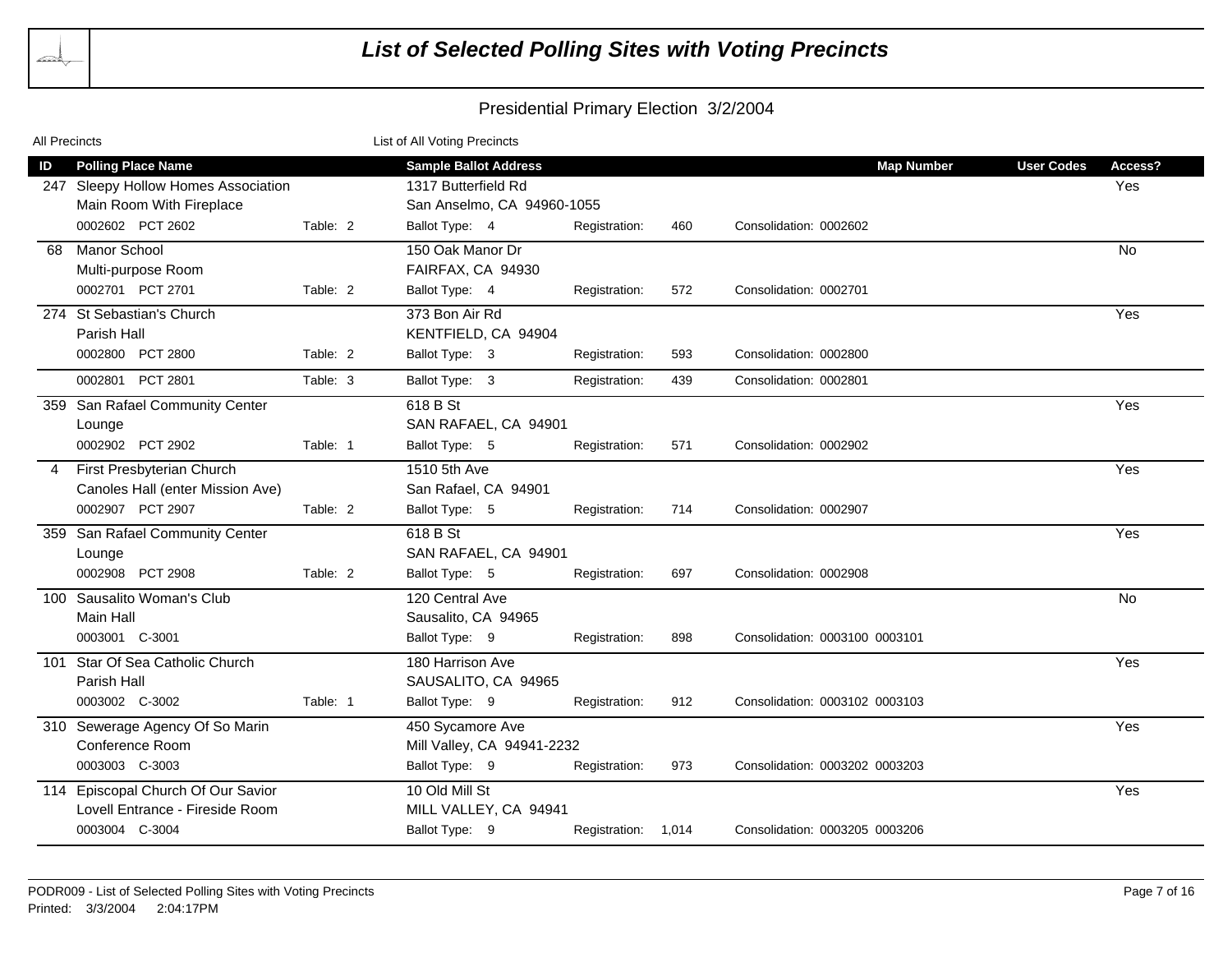# List of Selected Polling Sites with Voting Precincts

## Presidential Primary Election 3/2/2004

All Precincts | List of All Voting Precincts

| ID | Polling Place Name | | Sample Ballot Address | | | | Map Number | User Codes | Access? |
|---|---|---|---|---|---|---|---|---|---|
| 247 | Sleepy Hollow Homes Association<br>Main Room With Fireplace | | 1317 Butterfield Rd<br>San Anselmo, CA 94960-1055 | | | | | | Yes |
| | 0002602 PCT 2602 | Table: 2 | Ballot Type: 4 | Registration: | 460 | Consolidation: 0002602 | | | |
| 68 | Manor School<br>Multi-purpose Room | | 150 Oak Manor Dr<br>FAIRFAX, CA 94930 | | | | | | No |
| | 0002701 PCT 2701 | Table: 2 | Ballot Type: 4 | Registration: | 572 | Consolidation: 0002701 | | | |
| 274 | St Sebastian's Church<br>Parish Hall | | 373 Bon Air Rd<br>KENTFIELD, CA 94904 | | | | | | Yes |
| | 0002800 PCT 2800 | Table: 2 | Ballot Type: 3 | Registration: | 593 | Consolidation: 0002800 | | | |
| | 0002801 PCT 2801 | Table: 3 | Ballot Type: 3 | Registration: | 439 | Consolidation: 0002801 | | | |
| 359 | San Rafael Community Center<br>Lounge | | 618 B St<br>SAN RAFAEL, CA 94901 | | | | | | Yes |
| | 0002902 PCT 2902 | Table: 1 | Ballot Type: 5 | Registration: | 571 | Consolidation: 0002902 | | | |
| 4 | First Presbyterian Church<br>Canoles Hall (enter Mission Ave) | | 1510 5th Ave<br>San Rafael, CA 94901 | | | | | | Yes |
| | 0002907 PCT 2907 | Table: 2 | Ballot Type: 5 | Registration: | 714 | Consolidation: 0002907 | | | |
| 359 | San Rafael Community Center<br>Lounge | | 618 B St<br>SAN RAFAEL, CA 94901 | | | | | | Yes |
| | 0002908 PCT 2908 | Table: 2 | Ballot Type: 5 | Registration: | 697 | Consolidation: 0002908 | | | |
| 100 | Sausalito Woman's Club<br>Main Hall | | 120 Central Ave<br>Sausalito, CA 94965 | | | | | | No |
| | 0003001 C-3001 | | Ballot Type: 9 | Registration: | 898 | Consolidation: 0003100 0003101 | | | |
| 101 | Star Of Sea Catholic Church<br>Parish Hall | | 180 Harrison Ave<br>SAUSALITO, CA 94965 | | | | | | Yes |
| | 0003002 C-3002 | Table: 1 | Ballot Type: 9 | Registration: | 912 | Consolidation: 0003102 0003103 | | | |
| 310 | Sewerage Agency Of So Marin<br>Conference Room | | 450 Sycamore Ave<br>Mill Valley, CA 94941-2232 | | | | | | Yes |
| | 0003003 C-3003 | | Ballot Type: 9 | Registration: | 973 | Consolidation: 0003202 0003203 | | | |
| 114 | Episcopal Church Of Our Savior<br>Lovell Entrance - Fireside Room | | 10 Old Mill St<br>MILL VALLEY, CA 94941 | | | | | | Yes |
| | 0003004 C-3004 | | Ballot Type: 9 | Registration: | 1,014 | Consolidation: 0003205 0003206 | | | |

PODR009 - List of Selected Polling Sites with Voting Precincts
Printed: 3/3/2004 2:04:17PM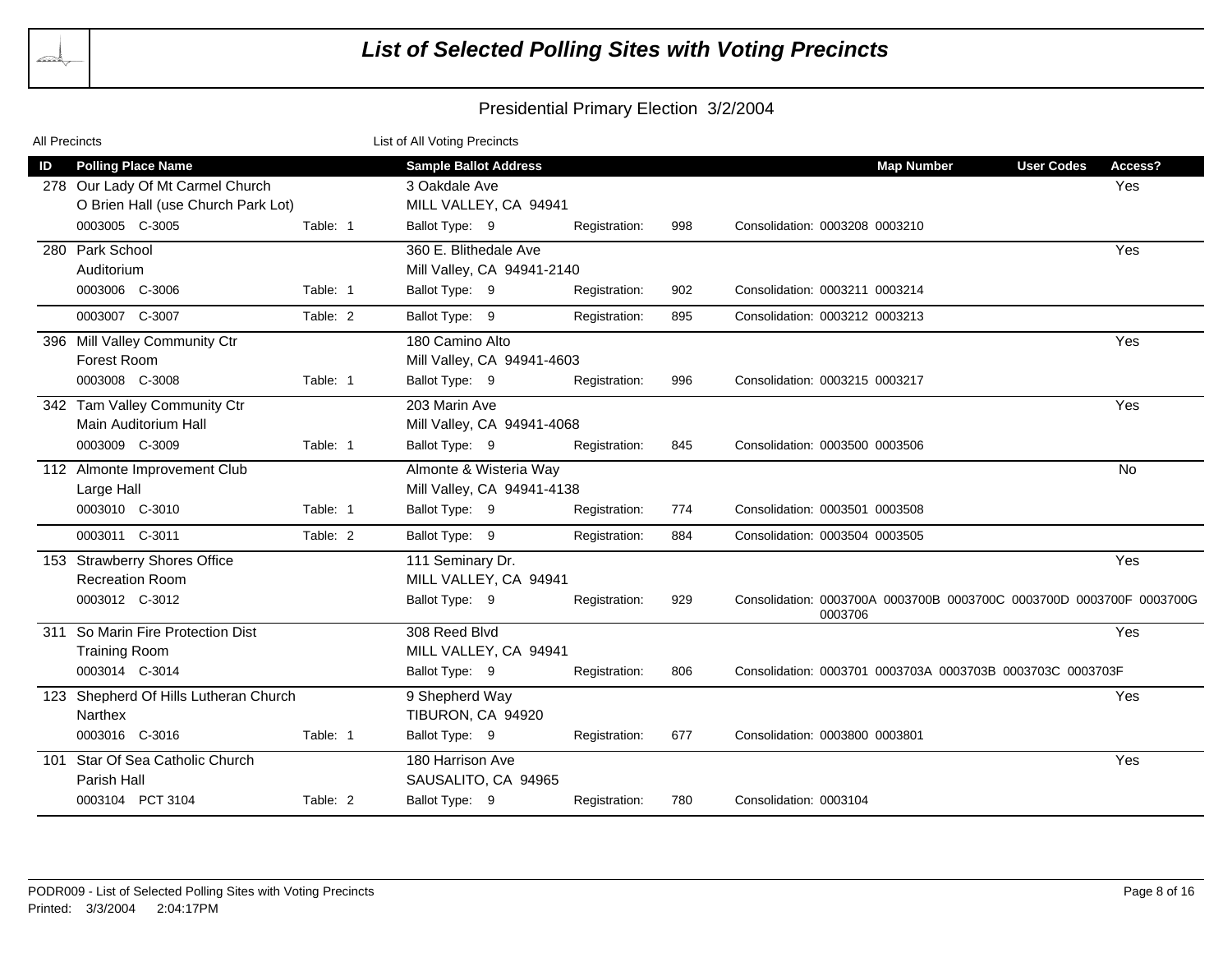# List of Selected Polling Sites with Voting Precincts

## Presidential Primary Election 3/2/2004

All Precincts — List of All Voting Precincts

| ID | Polling Place Name | | Sample Ballot Address | | | | Map Number | User Codes | Access? |
|---|---|---|---|---|---|---|---|---|---|
| 278 | Our Lady Of Mt Carmel Church | | 3 Oakdale Ave | | | | | | Yes |
| | O Brien Hall (use Church Park Lot) | | MILL VALLEY, CA 94941 | | | | | | |
| | 0003005 C-3005 | Table: 1 | Ballot Type: 9 | Registration: | 998 | Consolidation: 0003208 0003210 | | | |
| 280 | Park School | | 360 E. Blithedale Ave | | | | | | Yes |
| | Auditorium | | Mill Valley, CA 94941-2140 | | | | | | |
| | 0003006 C-3006 | Table: 1 | Ballot Type: 9 | Registration: | 902 | Consolidation: 0003211 0003214 | | | |
| | 0003007 C-3007 | Table: 2 | Ballot Type: 9 | Registration: | 895 | Consolidation: 0003212 0003213 | | | |
| 396 | Mill Valley Community Ctr | | 180 Camino Alto | | | | | | Yes |
| | Forest Room | | Mill Valley, CA 94941-4603 | | | | | | |
| | 0003008 C-3008 | Table: 1 | Ballot Type: 9 | Registration: | 996 | Consolidation: 0003215 0003217 | | | |
| 342 | Tam Valley Community Ctr | | 203 Marin Ave | | | | | | Yes |
| | Main Auditorium Hall | | Mill Valley, CA 94941-4068 | | | | | | |
| | 0003009 C-3009 | Table: 1 | Ballot Type: 9 | Registration: | 845 | Consolidation: 0003500 0003506 | | | |
| 112 | Almonte Improvement Club | | Almonte & Wisteria Way | | | | | | No |
| | Large Hall | | Mill Valley, CA 94941-4138 | | | | | | |
| | 0003010 C-3010 | Table: 1 | Ballot Type: 9 | Registration: | 774 | Consolidation: 0003501 0003508 | | | |
| | 0003011 C-3011 | Table: 2 | Ballot Type: 9 | Registration: | 884 | Consolidation: 0003504 0003505 | | | |
| 153 | Strawberry Shores Office | | 111 Seminary Dr. | | | | | | Yes |
| | Recreation Room | | MILL VALLEY, CA 94941 | | | | | | |
| | 0003012 C-3012 | | Ballot Type: 9 | Registration: | 929 | Consolidation: 0003700A 0003700B 0003700C 0003700D 0003700F 0003700G 0003706 | | | |
| 311 | So Marin Fire Protection Dist | | 308 Reed Blvd | | | | | | Yes |
| | Training Room | | MILL VALLEY, CA 94941 | | | | | | |
| | 0003014 C-3014 | | Ballot Type: 9 | Registration: | 806 | Consolidation: 0003701 0003703A 0003703B 0003703C 0003703F | | | |
| 123 | Shepherd Of Hills Lutheran Church | | 9 Shepherd Way | | | | | | Yes |
| | Narthex | | TIBURON, CA 94920 | | | | | | |
| | 0003016 C-3016 | Table: 1 | Ballot Type: 9 | Registration: | 677 | Consolidation: 0003800 0003801 | | | |
| 101 | Star Of Sea Catholic Church | | 180 Harrison Ave | | | | | | Yes |
| | Parish Hall | | SAUSALITO, CA 94965 | | | | | | |
| | 0003104 PCT 3104 | Table: 2 | Ballot Type: 9 | Registration: | 780 | Consolidation: 0003104 | | | |

PODR009 - List of Selected Polling Sites with Voting Precincts
Printed: 3/3/2004 2:04:17PM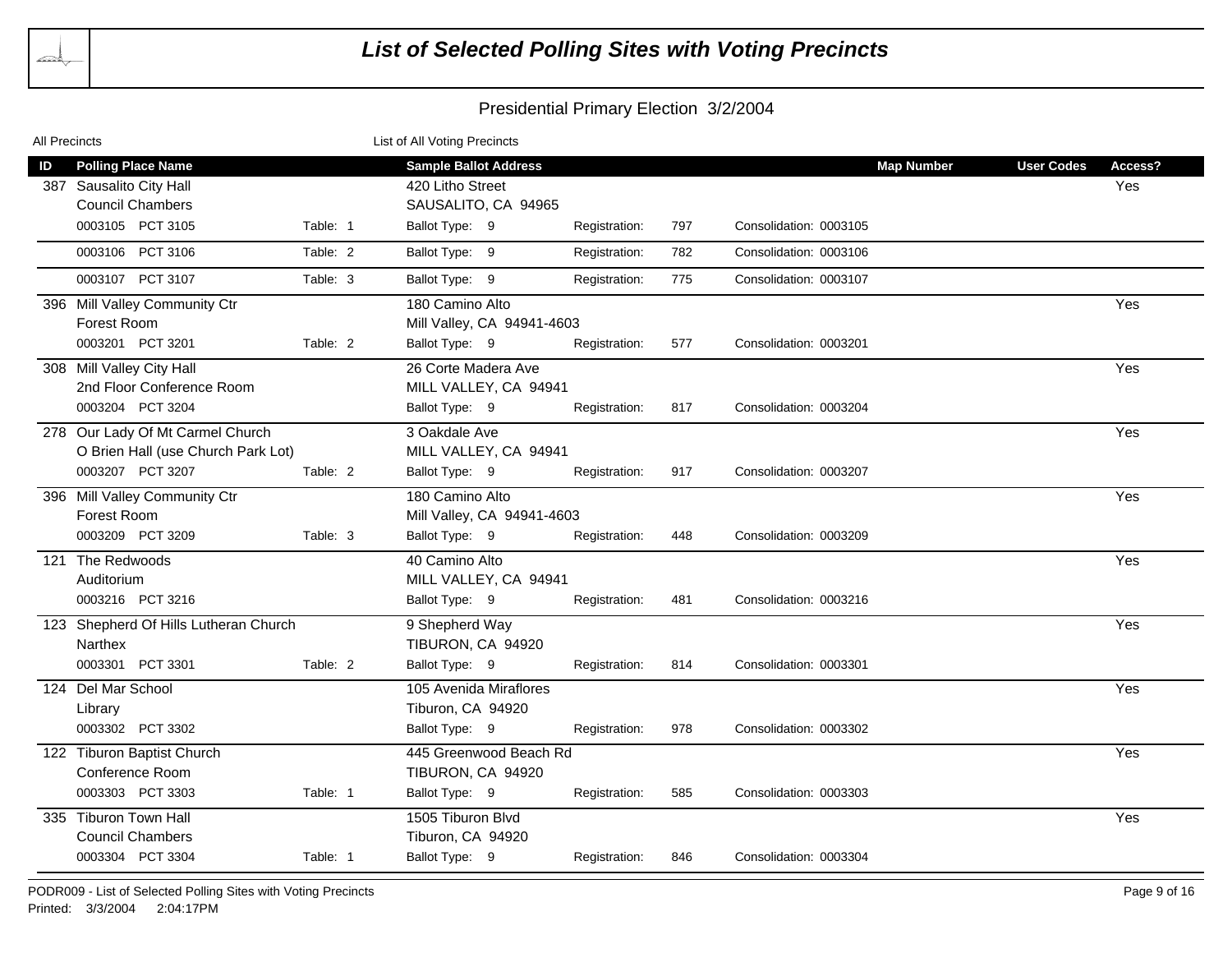# List of Selected Polling Sites with Voting Precincts

## Presidential Primary Election 3/2/2004

All Precincts — List of All Voting Precincts

| ID | Polling Place Name | | Sample Ballot Address | | | | Map Number | User Codes | Access? |
|---|---|---|---|---|---|---|---|---|---|
| 387 | Sausalito City Hall<br>Council Chambers | | 420 Litho Street<br>SAUSALITO, CA 94965 | | | | | | Yes |
| | 0003105 PCT 3105 | Table: 1 | Ballot Type: 9 | Registration: 797 | Consolidation: 0003105 | | | | |
| | 0003106 PCT 3106 | Table: 2 | Ballot Type: 9 | Registration: 782 | Consolidation: 0003106 | | | | |
| | 0003107 PCT 3107 | Table: 3 | Ballot Type: 9 | Registration: 775 | Consolidation: 0003107 | | | | |
| 396 | Mill Valley Community Ctr<br>Forest Room | | 180 Camino Alto<br>Mill Valley, CA 94941-4603 | | | | | | Yes |
| | 0003201 PCT 3201 | Table: 2 | Ballot Type: 9 | Registration: 577 | Consolidation: 0003201 | | | | |
| 308 | Mill Valley City Hall<br>2nd Floor Conference Room | | 26 Corte Madera Ave<br>MILL VALLEY, CA 94941 | | | | | | Yes |
| | 0003204 PCT 3204 | | Ballot Type: 9 | Registration: 817 | Consolidation: 0003204 | | | | |
| 278 | Our Lady Of Mt Carmel Church<br>O Brien Hall (use Church Park Lot) | | 3 Oakdale Ave<br>MILL VALLEY, CA 94941 | | | | | | Yes |
| | 0003207 PCT 3207 | Table: 2 | Ballot Type: 9 | Registration: 917 | Consolidation: 0003207 | | | | |
| 396 | Mill Valley Community Ctr<br>Forest Room | | 180 Camino Alto<br>Mill Valley, CA 94941-4603 | | | | | | Yes |
| | 0003209 PCT 3209 | Table: 3 | Ballot Type: 9 | Registration: 448 | Consolidation: 0003209 | | | | |
| 121 | The Redwoods<br>Auditorium | | 40 Camino Alto<br>MILL VALLEY, CA 94941 | | | | | | Yes |
| | 0003216 PCT 3216 | | Ballot Type: 9 | Registration: 481 | Consolidation: 0003216 | | | | |
| 123 | Shepherd Of Hills Lutheran Church<br>Narthex | | 9 Shepherd Way<br>TIBURON, CA 94920 | | | | | | Yes |
| | 0003301 PCT 3301 | Table: 2 | Ballot Type: 9 | Registration: 814 | Consolidation: 0003301 | | | | |
| 124 | Del Mar School<br>Library | | 105 Avenida Miraflores<br>Tiburon, CA 94920 | | | | | | Yes |
| | 0003302 PCT 3302 | | Ballot Type: 9 | Registration: 978 | Consolidation: 0003302 | | | | |
| 122 | Tiburon Baptist Church<br>Conference Room | | 445 Greenwood Beach Rd<br>TIBURON, CA 94920 | | | | | | Yes |
| | 0003303 PCT 3303 | Table: 1 | Ballot Type: 9 | Registration: 585 | Consolidation: 0003303 | | | | |
| 335 | Tiburon Town Hall<br>Council Chambers | | 1505 Tiburon Blvd<br>Tiburon, CA 94920 | | | | | | Yes |
| | 0003304 PCT 3304 | Table: 1 | Ballot Type: 9 | Registration: 846 | Consolidation: 0003304 | | | | |

PODR009 - List of Selected Polling Sites with Voting Precincts
Printed: 3/3/2004 2:04:17PM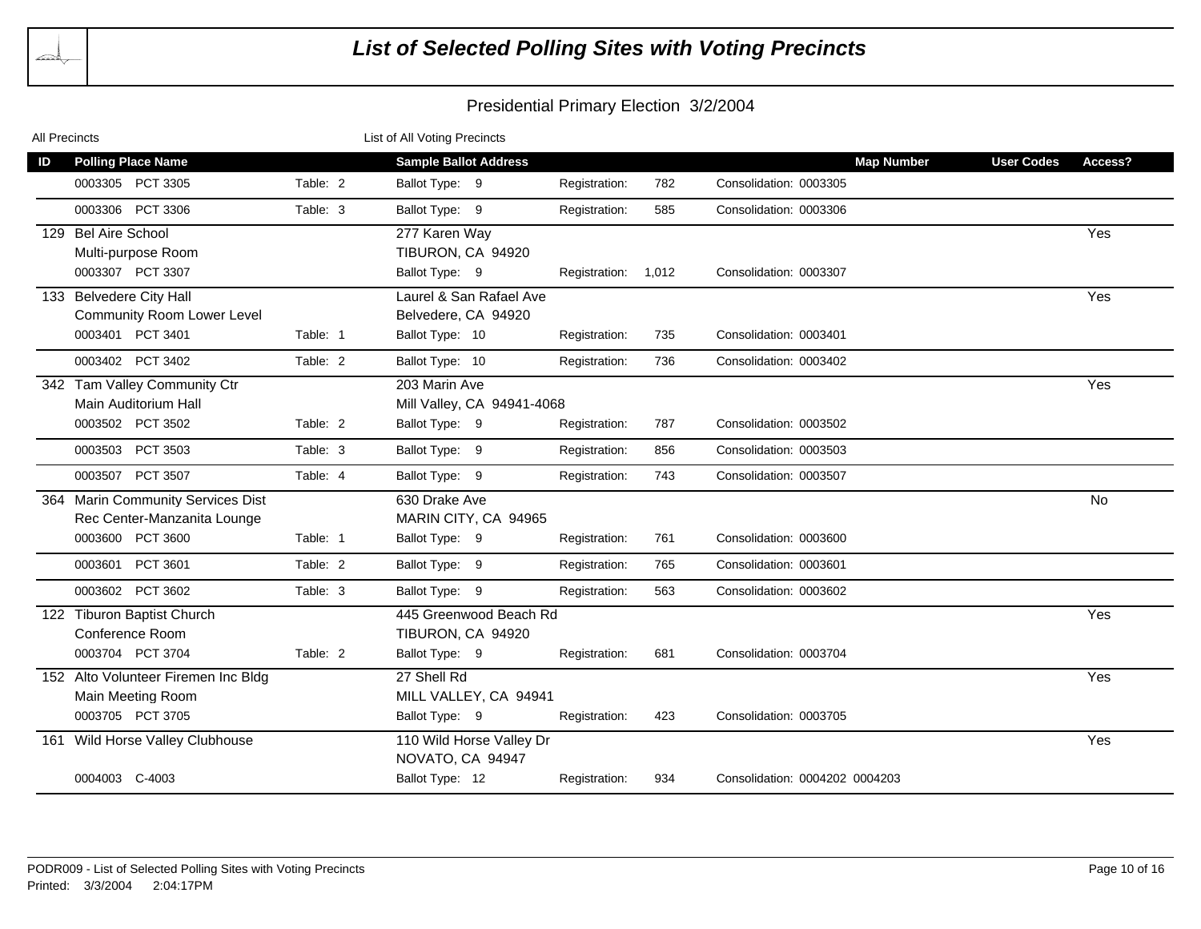# List of Selected Polling Sites with Voting Precincts

## Presidential Primary Election 3/2/2004

All Precincts — List of All Voting Precincts

| ID | Polling Place Name | | Sample Ballot Address | | | Map Number | User Codes | Access? |
|---|---|---|---|---|---|---|---|---|
| | 0003305 PCT 3305 | Table: 2 | Ballot Type: 9 | Registration: 782 | Consolidation: 0003305 | | | |
| | 0003306 PCT 3306 | Table: 3 | Ballot Type: 9 | Registration: 585 | Consolidation: 0003306 | | | |
| 129 | Bel Aire School<br>Multi-purpose Room | | 277 Karen Way<br>TIBURON, CA 94920 | | | | | Yes |
| | 0003307 PCT 3307 | | Ballot Type: 9 | Registration: 1,012 | Consolidation: 0003307 | | | |
| 133 | Belvedere City Hall<br>Community Room Lower Level | | Laurel & San Rafael Ave<br>Belvedere, CA 94920 | | | | | Yes |
| | 0003401 PCT 3401 | Table: 1 | Ballot Type: 10 | Registration: 735 | Consolidation: 0003401 | | | |
| | 0003402 PCT 3402 | Table: 2 | Ballot Type: 10 | Registration: 736 | Consolidation: 0003402 | | | |
| 342 | Tam Valley Community Ctr<br>Main Auditorium Hall | | 203 Marin Ave<br>Mill Valley, CA 94941-4068 | | | | | Yes |
| | 0003502 PCT 3502 | Table: 2 | Ballot Type: 9 | Registration: 787 | Consolidation: 0003502 | | | |
| | 0003503 PCT 3503 | Table: 3 | Ballot Type: 9 | Registration: 856 | Consolidation: 0003503 | | | |
| | 0003507 PCT 3507 | Table: 4 | Ballot Type: 9 | Registration: 743 | Consolidation: 0003507 | | | |
| 364 | Marin Community Services Dist<br>Rec Center-Manzanita Lounge | | 630 Drake Ave<br>MARIN CITY, CA 94965 | | | | | No |
| | 0003600 PCT 3600 | Table: 1 | Ballot Type: 9 | Registration: 761 | Consolidation: 0003600 | | | |
| | 0003601 PCT 3601 | Table: 2 | Ballot Type: 9 | Registration: 765 | Consolidation: 0003601 | | | |
| | 0003602 PCT 3602 | Table: 3 | Ballot Type: 9 | Registration: 563 | Consolidation: 0003602 | | | |
| 122 | Tiburon Baptist Church<br>Conference Room | | 445 Greenwood Beach Rd<br>TIBURON, CA 94920 | | | | | Yes |
| | 0003704 PCT 3704 | Table: 2 | Ballot Type: 9 | Registration: 681 | Consolidation: 0003704 | | | |
| 152 | Alto Volunteer Firemen Inc Bldg<br>Main Meeting Room | | 27 Shell Rd<br>MILL VALLEY, CA 94941 | | | | | Yes |
| | 0003705 PCT 3705 | | Ballot Type: 9 | Registration: 423 | Consolidation: 0003705 | | | |
| 161 | Wild Horse Valley Clubhouse | | 110 Wild Horse Valley Dr<br>NOVATO, CA 94947 | | | | | Yes |
| | 0004003 C-4003 | | Ballot Type: 12 | Registration: 934 | Consolidation: 0004202 0004203 | | | |

PODR009 - List of Selected Polling Sites with Voting Precincts
Printed: 3/3/2004 2:04:17PM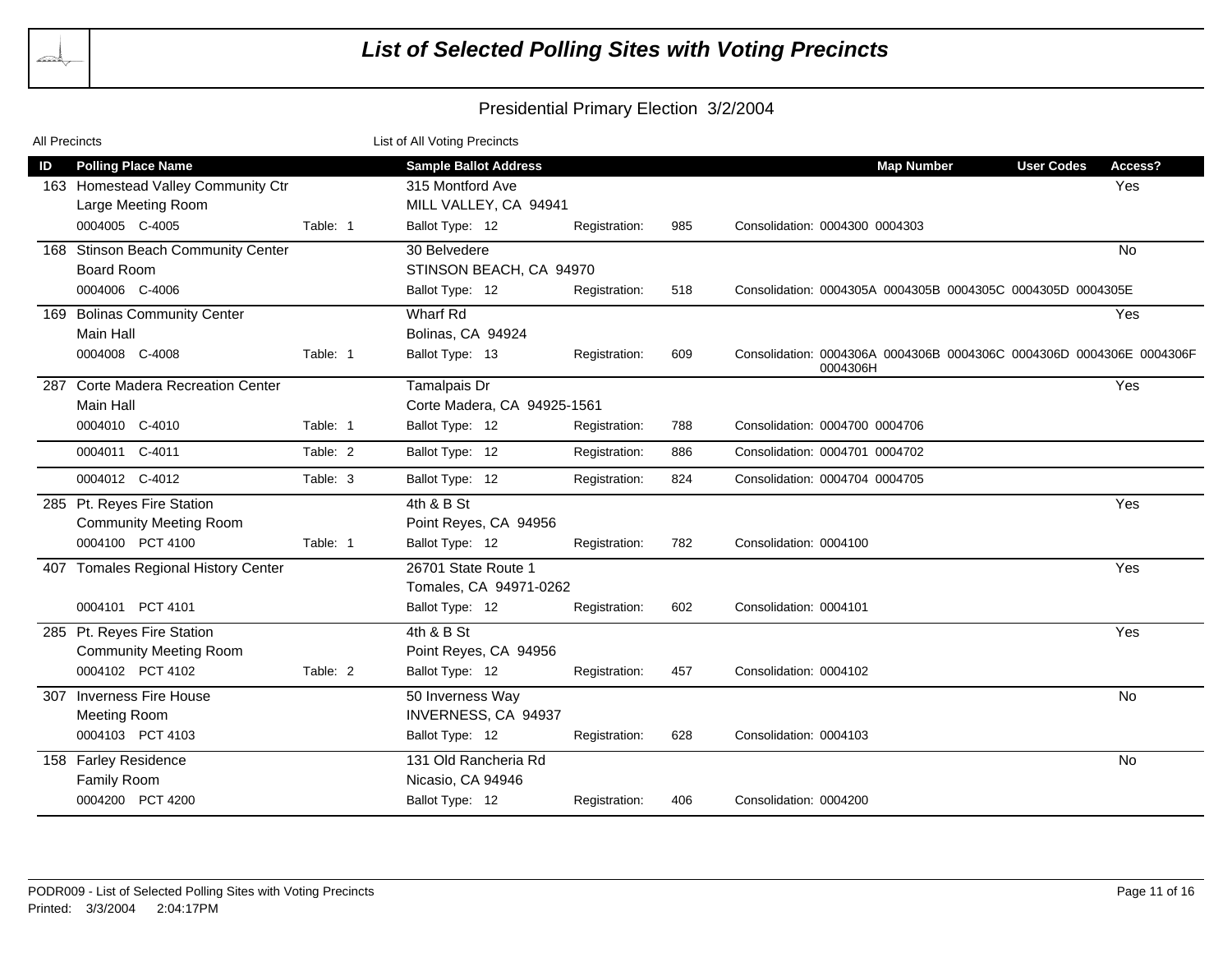# List of Selected Polling Sites with Voting Precincts

## Presidential Primary Election 3/2/2004

All Precincts — List of All Voting Precincts

| ID | Polling Place Name | | Sample Ballot Address | | | Map Number | User Codes | Access? |
|---|---|---|---|---|---|---|---|---|
| 163 | Homestead Valley Community Ctr<br>Large Meeting Room | | 315 Montford Ave<br>MILL VALLEY, CA 94941 | | | | | Yes |
| | 0004005 C-4005 | Table: 1 | Ballot Type: 12 | Registration: 985 | Consolidation: 0004300 0004303 | | | |
| 168 | Stinson Beach Community Center<br>Board Room | | 30 Belvedere<br>STINSON BEACH, CA 94970 | | | | | No |
| | 0004006 C-4006 | | Ballot Type: 12 | Registration: 518 | Consolidation: 0004305A 0004305B 0004305C 0004305D 0004305E | | | |
| 169 | Bolinas Community Center<br>Main Hall | | Wharf Rd<br>Bolinas, CA 94924 | | | | | Yes |
| | 0004008 C-4008 | Table: 1 | Ballot Type: 13 | Registration: 609 | Consolidation: 0004306A 0004306B 0004306C 0004306D 0004306E 0004306F 0004306H | | | |
| 287 | Corte Madera Recreation Center<br>Main Hall | | Tamalpais Dr<br>Corte Madera, CA 94925-1561 | | | | | Yes |
| | 0004010 C-4010 | Table: 1 | Ballot Type: 12 | Registration: 788 | Consolidation: 0004700 0004706 | | | |
| | 0004011 C-4011 | Table: 2 | Ballot Type: 12 | Registration: 886 | Consolidation: 0004701 0004702 | | | |
| | 0004012 C-4012 | Table: 3 | Ballot Type: 12 | Registration: 824 | Consolidation: 0004704 0004705 | | | |
| 285 | Pt. Reyes Fire Station<br>Community Meeting Room | | 4th & B St<br>Point Reyes, CA 94956 | | | | | Yes |
| | 0004100 PCT 4100 | Table: 1 | Ballot Type: 12 | Registration: 782 | Consolidation: 0004100 | | | |
| 407 | Tomales Regional History Center | | 26701 State Route 1<br>Tomales, CA 94971-0262 | | | | | Yes |
| | 0004101 PCT 4101 | | Ballot Type: 12 | Registration: 602 | Consolidation: 0004101 | | | |
| 285 | Pt. Reyes Fire Station<br>Community Meeting Room | | 4th & B St<br>Point Reyes, CA 94956 | | | | | Yes |
| | 0004102 PCT 4102 | Table: 2 | Ballot Type: 12 | Registration: 457 | Consolidation: 0004102 | | | |
| 307 | Inverness Fire House<br>Meeting Room | | 50 Inverness Way<br>INVERNESS, CA 94937 | | | | | No |
| | 0004103 PCT 4103 | | Ballot Type: 12 | Registration: 628 | Consolidation: 0004103 | | | |
| 158 | Farley Residence<br>Family Room | | 131 Old Rancheria Rd<br>Nicasio, CA 94946 | | | | | No |
| | 0004200 PCT 4200 | | Ballot Type: 12 | Registration: 406 | Consolidation: 0004200 | | | |

PODR009 - List of Selected Polling Sites with Voting Precincts
Printed: 3/3/2004 2:04:17PM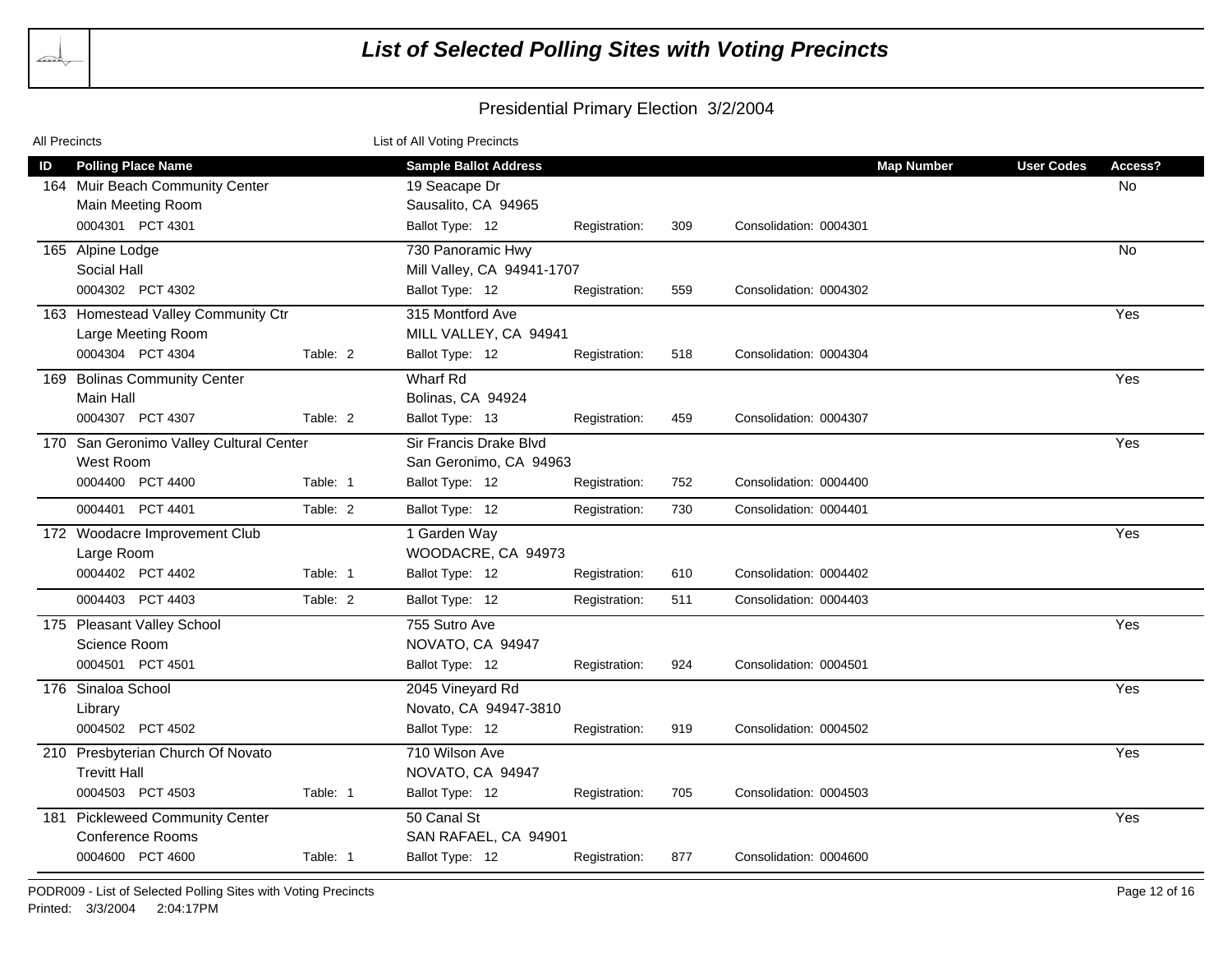# List of Selected Polling Sites with Voting Precincts

## Presidential Primary Election 3/2/2004

All Precincts — List of All Voting Precincts

| ID | Polling Place Name | | Sample Ballot Address | | | | Map Number | User Codes | Access? |
|---|---|---|---|---|---|---|---|---|---|
| 164 | Muir Beach Community Center | | 19 Seacape Dr | | | | | | No |
| | Main Meeting Room | | Sausalito, CA 94965 | | | | | | |
| | 0004301 PCT 4301 | | Ballot Type: 12 | Registration: | 309 | Consolidation: 0004301 | | | |
| 165 | Alpine Lodge | | 730 Panoramic Hwy | | | | | | No |
| | Social Hall | | Mill Valley, CA 94941-1707 | | | | | | |
| | 0004302 PCT 4302 | | Ballot Type: 12 | Registration: | 559 | Consolidation: 0004302 | | | |
| 163 | Homestead Valley Community Ctr | | 315 Montford Ave | | | | | | Yes |
| | Large Meeting Room | | MILL VALLEY, CA 94941 | | | | | | |
| | 0004304 PCT 4304 | Table: 2 | Ballot Type: 12 | Registration: | 518 | Consolidation: 0004304 | | | |
| 169 | Bolinas Community Center | | Wharf Rd | | | | | | Yes |
| | Main Hall | | Bolinas, CA 94924 | | | | | | |
| | 0004307 PCT 4307 | Table: 2 | Ballot Type: 13 | Registration: | 459 | Consolidation: 0004307 | | | |
| 170 | San Geronimo Valley Cultural Center | | Sir Francis Drake Blvd | | | | | | Yes |
| | West Room | | San Geronimo, CA 94963 | | | | | | |
| | 0004400 PCT 4400 | Table: 1 | Ballot Type: 12 | Registration: | 752 | Consolidation: 0004400 | | | |
| | 0004401 PCT 4401 | Table: 2 | Ballot Type: 12 | Registration: | 730 | Consolidation: 0004401 | | | |
| 172 | Woodacre Improvement Club | | 1 Garden Way | | | | | | Yes |
| | Large Room | | WOODACRE, CA 94973 | | | | | | |
| | 0004402 PCT 4402 | Table: 1 | Ballot Type: 12 | Registration: | 610 | Consolidation: 0004402 | | | |
| | 0004403 PCT 4403 | Table: 2 | Ballot Type: 12 | Registration: | 511 | Consolidation: 0004403 | | | |
| 175 | Pleasant Valley School | | 755 Sutro Ave | | | | | | Yes |
| | Science Room | | NOVATO, CA 94947 | | | | | | |
| | 0004501 PCT 4501 | | Ballot Type: 12 | Registration: | 924 | Consolidation: 0004501 | | | |
| 176 | Sinaloa School | | 2045 Vineyard Rd | | | | | | Yes |
| | Library | | Novato, CA 94947-3810 | | | | | | |
| | 0004502 PCT 4502 | | Ballot Type: 12 | Registration: | 919 | Consolidation: 0004502 | | | |
| 210 | Presbyterian Church Of Novato | | 710 Wilson Ave | | | | | | Yes |
| | Trevitt Hall | | NOVATO, CA 94947 | | | | | | |
| | 0004503 PCT 4503 | Table: 1 | Ballot Type: 12 | Registration: | 705 | Consolidation: 0004503 | | | |
| 181 | Pickleweed Community Center | | 50 Canal St | | | | | | Yes |
| | Conference Rooms | | SAN RAFAEL, CA 94901 | | | | | | |
| | 0004600 PCT 4600 | Table: 1 | Ballot Type: 12 | Registration: | 877 | Consolidation: 0004600 | | | |

PODR009 - List of Selected Polling Sites with Voting Precincts

Printed: 3/3/2004 2:04:17PM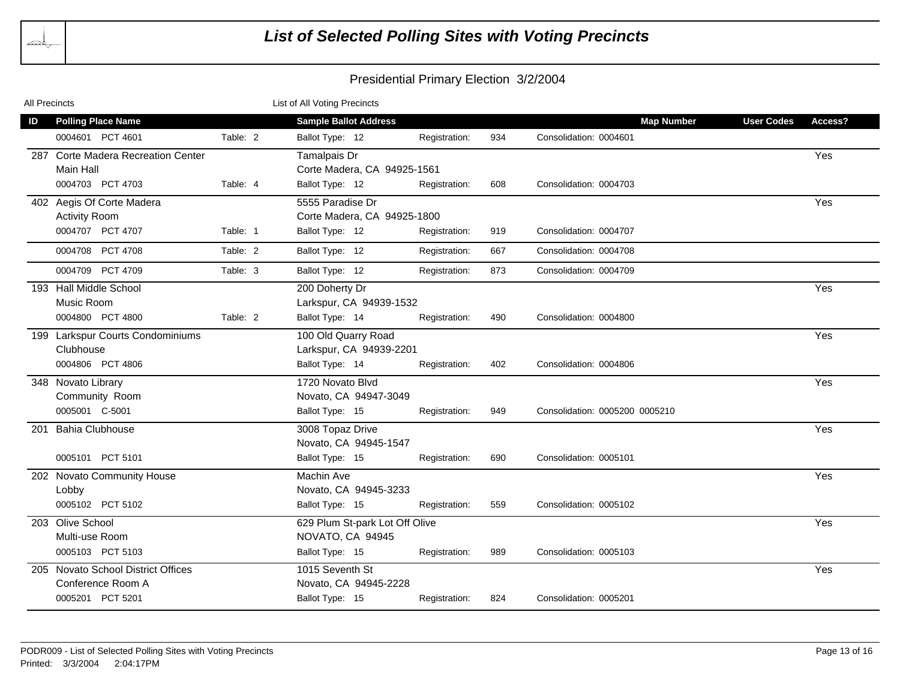# List of Selected Polling Sites with Voting Precincts

## Presidential Primary Election 3/2/2004

All Precincts — List of All Voting Precincts

| ID | Polling Place Name | | Sample Ballot Address | | | Map Number | User Codes | Access? |
|---|---|---|---|---|---|---|---|---|
| | 0004601 PCT 4601 | Table: 2 | Ballot Type: 12 | Registration: 934 | Consolidation: 0004601 | | | |
| 287 | Corte Madera Recreation Center<br>Main Hall | | Tamalpais Dr<br>Corte Madera, CA 94925-1561 | | | | | Yes |
| | 0004703 PCT 4703 | Table: 4 | Ballot Type: 12 | Registration: 608 | Consolidation: 0004703 | | | |
| 402 | Aegis Of Corte Madera<br>Activity Room | | 5555 Paradise Dr<br>Corte Madera, CA 94925-1800 | | | | | Yes |
| | 0004707 PCT 4707 | Table: 1 | Ballot Type: 12 | Registration: 919 | Consolidation: 0004707 | | | |
| | 0004708 PCT 4708 | Table: 2 | Ballot Type: 12 | Registration: 667 | Consolidation: 0004708 | | | |
| | 0004709 PCT 4709 | Table: 3 | Ballot Type: 12 | Registration: 873 | Consolidation: 0004709 | | | |
| 193 | Hall Middle School<br>Music Room | | 200 Doherty Dr<br>Larkspur, CA 94939-1532 | | | | | Yes |
| | 0004800 PCT 4800 | Table: 2 | Ballot Type: 14 | Registration: 490 | Consolidation: 0004800 | | | |
| 199 | Larkspur Courts Condominiums<br>Clubhouse | | 100 Old Quarry Road<br>Larkspur, CA 94939-2201 | | | | | Yes |
| | 0004806 PCT 4806 | | Ballot Type: 14 | Registration: 402 | Consolidation: 0004806 | | | |
| 348 | Novato Library<br>Community Room | | 1720 Novato Blvd<br>Novato, CA 94947-3049 | | | | | Yes |
| | 0005001 C-5001 | | Ballot Type: 15 | Registration: 949 | Consolidation: 0005200 0005210 | | | |
| 201 | Bahia Clubhouse | | 3008 Topaz Drive<br>Novato, CA 94945-1547 | | | | | Yes |
| | 0005101 PCT 5101 | | Ballot Type: 15 | Registration: 690 | Consolidation: 0005101 | | | |
| 202 | Novato Community House<br>Lobby | | Machin Ave<br>Novato, CA 94945-3233 | | | | | Yes |
| | 0005102 PCT 5102 | | Ballot Type: 15 | Registration: 559 | Consolidation: 0005102 | | | |
| 203 | Olive School<br>Multi-use Room | | 629 Plum St-park Lot Off Olive<br>NOVATO, CA 94945 | | | | | Yes |
| | 0005103 PCT 5103 | | Ballot Type: 15 | Registration: 989 | Consolidation: 0005103 | | | |
| 205 | Novato School District Offices<br>Conference Room A | | 1015 Seventh St<br>Novato, CA 94945-2228 | | | | | Yes |
| | 0005201 PCT 5201 | | Ballot Type: 15 | Registration: 824 | Consolidation: 0005201 | | | |

PODR009 - List of Selected Polling Sites with Voting Precincts
Printed: 3/3/2004 2:04:17PM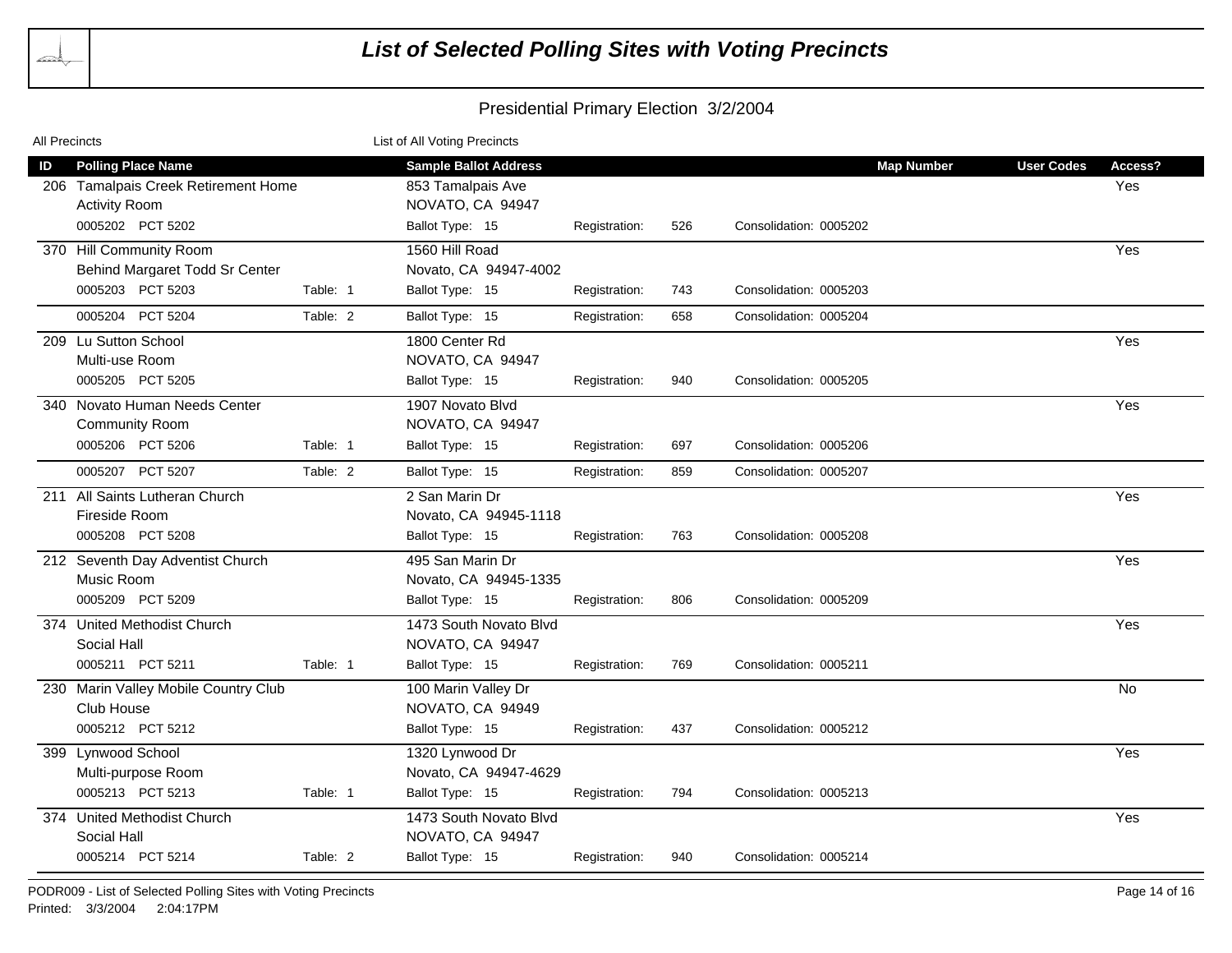# List of Selected Polling Sites with Voting Precincts

## Presidential Primary Election 3/2/2004

All Precincts — List of All Voting Precincts

| ID | Polling Place Name | Table | Sample Ballot Address | Ballot Type | Registration | Consolidation | Map Number | User Codes | Access? |
|---|---|---|---|---|---|---|---|---|---|
| 206 | Tamalpais Creek Retirement Home<br>Activity Room | | 853 Tamalpais Ave<br>NOVATO, CA 94947 | | | | | | Yes |
| | 0005202 PCT 5202 | | | 15 | 526 | 0005202 | | | |
| 370 | Hill Community Room<br>Behind Margaret Todd Sr Center | | 1560 Hill Road<br>Novato, CA 94947-4002 | | | | | | Yes |
| | 0005203 PCT 5203 | Table: 1 | | 15 | 743 | 0005203 | | | |
| | 0005204 PCT 5204 | Table: 2 | | 15 | 658 | 0005204 | | | |
| 209 | Lu Sutton School<br>Multi-use Room | | 1800 Center Rd<br>NOVATO, CA 94947 | | | | | | Yes |
| | 0005205 PCT 5205 | | | 15 | 940 | 0005205 | | | |
| 340 | Novato Human Needs Center<br>Community Room | | 1907 Novato Blvd<br>NOVATO, CA 94947 | | | | | | Yes |
| | 0005206 PCT 5206 | Table: 1 | | 15 | 697 | 0005206 | | | |
| | 0005207 PCT 5207 | Table: 2 | | 15 | 859 | 0005207 | | | |
| 211 | All Saints Lutheran Church<br>Fireside Room | | 2 San Marin Dr<br>Novato, CA 94945-1118 | | | | | | Yes |
| | 0005208 PCT 5208 | | | 15 | 763 | 0005208 | | | |
| 212 | Seventh Day Adventist Church<br>Music Room | | 495 San Marin Dr<br>Novato, CA 94945-1335 | | | | | | Yes |
| | 0005209 PCT 5209 | | | 15 | 806 | 0005209 | | | |
| 374 | United Methodist Church<br>Social Hall | | 1473 South Novato Blvd<br>NOVATO, CA 94947 | | | | | | Yes |
| | 0005211 PCT 5211 | Table: 1 | | 15 | 769 | 0005211 | | | |
| 230 | Marin Valley Mobile Country Club<br>Club House | | 100 Marin Valley Dr<br>NOVATO, CA 94949 | | | | | | No |
| | 0005212 PCT 5212 | | | 15 | 437 | 0005212 | | | |
| 399 | Lynwood School<br>Multi-purpose Room | | 1320 Lynwood Dr<br>Novato, CA 94947-4629 | | | | | | Yes |
| | 0005213 PCT 5213 | Table: 1 | | 15 | 794 | 0005213 | | | |
| 374 | United Methodist Church<br>Social Hall | | 1473 South Novato Blvd<br>NOVATO, CA 94947 | | | | | | Yes |
| | 0005214 PCT 5214 | Table: 2 | | 15 | 940 | 0005214 | | | |

PODR009 - List of Selected Polling Sites with Voting Precincts
Printed: 3/3/2004 2:04:17PM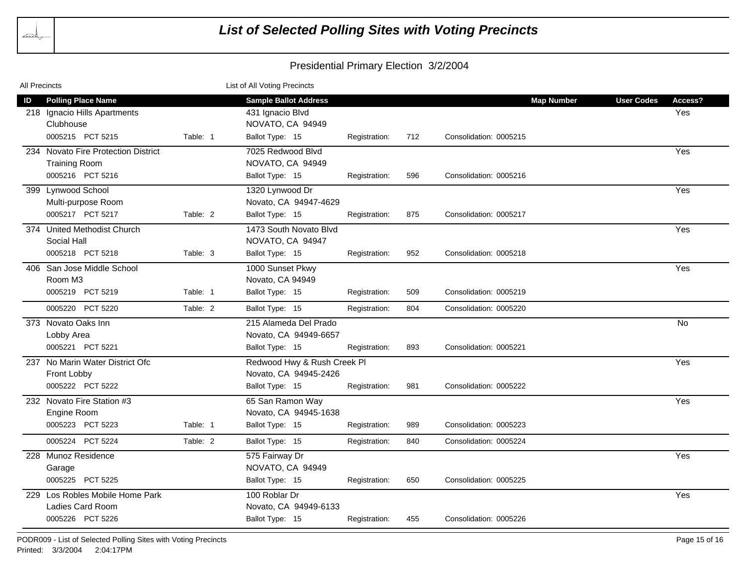# List of Selected Polling Sites with Voting Precincts

## Presidential Primary Election 3/2/2004

All Precincts — List of All Voting Precincts

| ID | Polling Place Name | | Sample Ballot Address | | | | Map Number | User Codes | Access? |
|---|---|---|---|---|---|---|---|---|---|
| 218 | Ignacio Hills Apartments<br>Clubhouse | | 431 Ignacio Blvd<br>NOVATO, CA 94949 | | | | | | Yes |
| | 0005215 PCT 5215 | Table: 1 | Ballot Type: 15 | Registration: | 712 | Consolidation: 0005215 | | | |
| 234 | Novato Fire Protection District<br>Training Room | | 7025 Redwood Blvd<br>NOVATO, CA 94949 | | | | | | Yes |
| | 0005216 PCT 5216 | | Ballot Type: 15 | Registration: | 596 | Consolidation: 0005216 | | | |
| 399 | Lynwood School<br>Multi-purpose Room | | 1320 Lynwood Dr<br>Novato, CA 94947-4629 | | | | | | Yes |
| | 0005217 PCT 5217 | Table: 2 | Ballot Type: 15 | Registration: | 875 | Consolidation: 0005217 | | | |
| 374 | United Methodist Church<br>Social Hall | | 1473 South Novato Blvd<br>NOVATO, CA 94947 | | | | | | Yes |
| | 0005218 PCT 5218 | Table: 3 | Ballot Type: 15 | Registration: | 952 | Consolidation: 0005218 | | | |
| 406 | San Jose Middle School<br>Room M3 | | 1000 Sunset Pkwy<br>Novato, CA 94949 | | | | | | Yes |
| | 0005219 PCT 5219 | Table: 1 | Ballot Type: 15 | Registration: | 509 | Consolidation: 0005219 | | | |
| | 0005220 PCT 5220 | Table: 2 | Ballot Type: 15 | Registration: | 804 | Consolidation: 0005220 | | | |
| 373 | Novato Oaks Inn<br>Lobby Area | | 215 Alameda Del Prado<br>Novato, CA 94949-6657 | | | | | | No |
| | 0005221 PCT 5221 | | Ballot Type: 15 | Registration: | 893 | Consolidation: 0005221 | | | |
| 237 | No Marin Water District Ofc<br>Front Lobby | | Redwood Hwy & Rush Creek Pl<br>Novato, CA 94945-2426 | | | | | | Yes |
| | 0005222 PCT 5222 | | Ballot Type: 15 | Registration: | 981 | Consolidation: 0005222 | | | |
| 232 | Novato Fire Station #3<br>Engine Room | | 65 San Ramon Way<br>Novato, CA 94945-1638 | | | | | | Yes |
| | 0005223 PCT 5223 | Table: 1 | Ballot Type: 15 | Registration: | 989 | Consolidation: 0005223 | | | |
| | 0005224 PCT 5224 | Table: 2 | Ballot Type: 15 | Registration: | 840 | Consolidation: 0005224 | | | |
| 228 | Munoz Residence<br>Garage | | 575 Fairway Dr<br>NOVATO, CA 94949 | | | | | | Yes |
| | 0005225 PCT 5225 | | Ballot Type: 15 | Registration: | 650 | Consolidation: 0005225 | | | |
| 229 | Los Robles Mobile Home Park<br>Ladies Card Room | | 100 Roblar Dr<br>Novato, CA 94949-6133 | | | | | | Yes |
| | 0005226 PCT 5226 | | Ballot Type: 15 | Registration: | 455 | Consolidation: 0005226 | | | |

PODR009 - List of Selected Polling Sites with Voting Precincts
Printed: 3/3/2004 2:04:17PM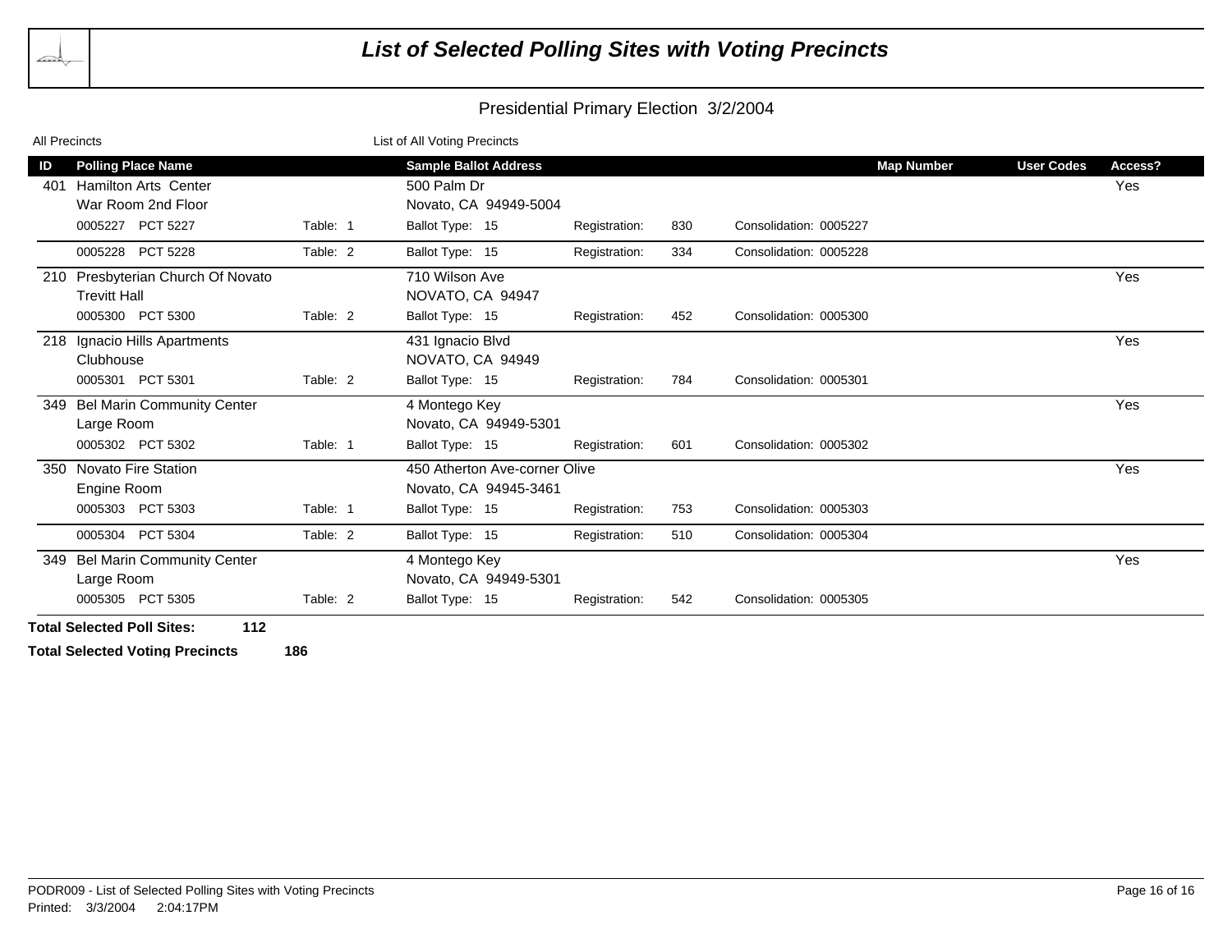# List of Selected Polling Sites with Voting Precincts

## Presidential Primary Election 3/2/2004

All Precincts — List of All Voting Precincts

| ID | Polling Place Name | | Sample Ballot Address | | | Map Number | User Codes | Access? |
|---|---|---|---|---|---|---|---|---|
| 401 | Hamilton Arts Center<br>War Room 2nd Floor | | 500 Palm Dr<br>Novato, CA 94949-5004 | | | | | Yes |
| | 0005227 PCT 5227 | Table: 1 | Ballot Type: 15 | Registration: 830 | Consolidation: 0005227 | | | |
| | 0005228 PCT 5228 | Table: 2 | Ballot Type: 15 | Registration: 334 | Consolidation: 0005228 | | | |
| 210 | Presbyterian Church Of Novato<br>Trevitt Hall | | 710 Wilson Ave<br>NOVATO, CA 94947 | | | | | Yes |
| | 0005300 PCT 5300 | Table: 2 | Ballot Type: 15 | Registration: 452 | Consolidation: 0005300 | | | |
| 218 | Ignacio Hills Apartments<br>Clubhouse | | 431 Ignacio Blvd<br>NOVATO, CA 94949 | | | | | Yes |
| | 0005301 PCT 5301 | Table: 2 | Ballot Type: 15 | Registration: 784 | Consolidation: 0005301 | | | |
| 349 | Bel Marin Community Center<br>Large Room | | 4 Montego Key<br>Novato, CA 94949-5301 | | | | | Yes |
| | 0005302 PCT 5302 | Table: 1 | Ballot Type: 15 | Registration: 601 | Consolidation: 0005302 | | | |
| 350 | Novato Fire Station<br>Engine Room | | 450 Atherton Ave-corner Olive<br>Novato, CA 94945-3461 | | | | | Yes |
| | 0005303 PCT 5303 | Table: 1 | Ballot Type: 15 | Registration: 753 | Consolidation: 0005303 | | | |
| | 0005304 PCT 5304 | Table: 2 | Ballot Type: 15 | Registration: 510 | Consolidation: 0005304 | | | |
| 349 | Bel Marin Community Center<br>Large Room | | 4 Montego Key<br>Novato, CA 94949-5301 | | | | | Yes |
| | 0005305 PCT 5305 | Table: 2 | Ballot Type: 15 | Registration: 542 | Consolidation: 0005305 | | | |

**Total Selected Poll Sites: 112**

**Total Selected Voting Precincts 186**

PODR009 - List of Selected Polling Sites with Voting Precincts
Printed: 3/3/2004 2:04:17PM